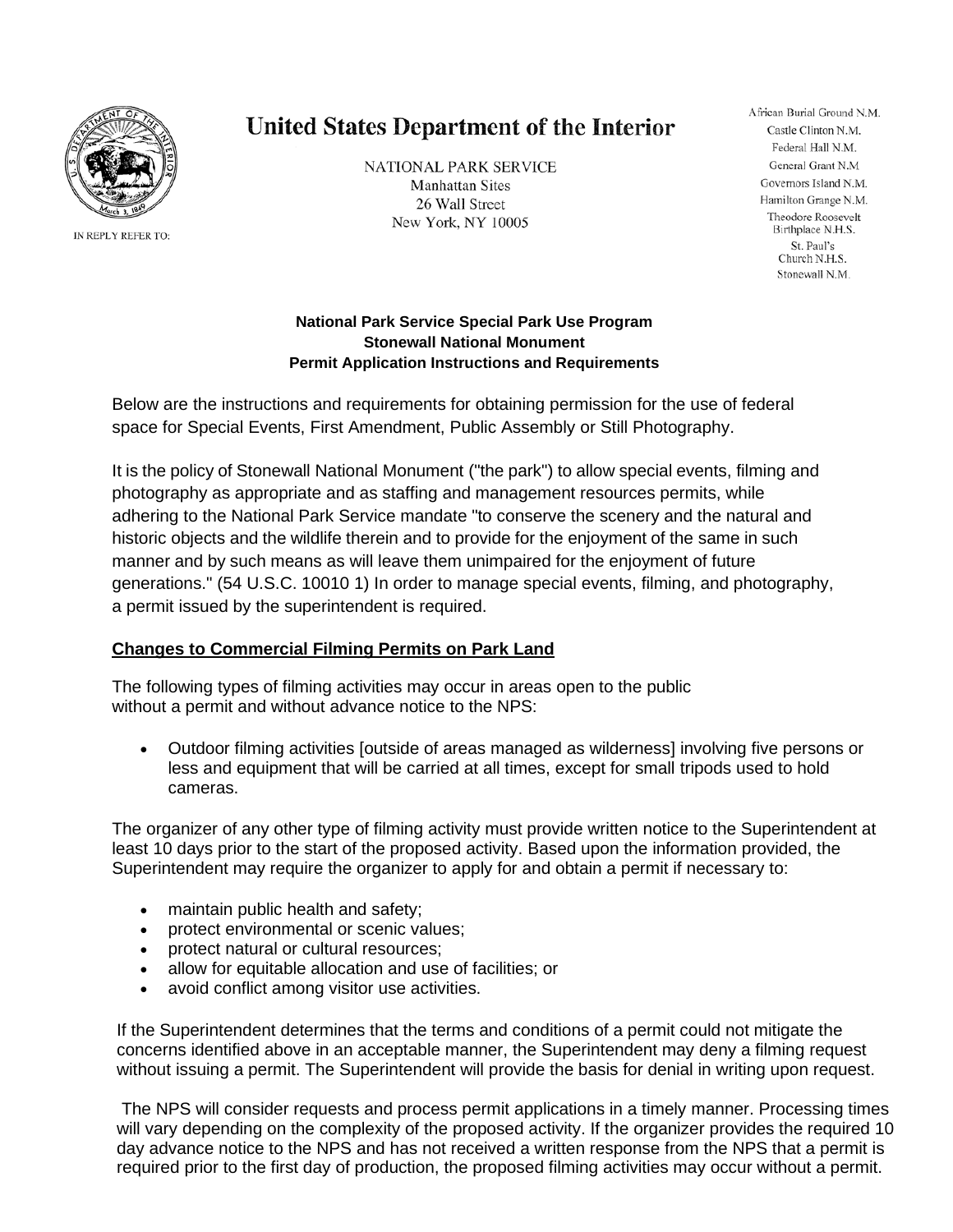# United States Department of the Interior

NATIONAL PARK SERVICE
Manhattan Sites
26 Wall Street
New York, NY 10005

IN REPLY REFER TO:

African Burial Ground N.M.
Castle Clinton N.M.
Federal Hall N.M.
General Grant N.M.
Governors Island N.M.
Hamilton Grange N.M.
Theodore Roosevelt Birthplace N.H.S.
St. Paul's Church N.H.S.
Stonewall N.M.

**National Park Service Special Park Use Program**
**Stonewall National Monument**
**Permit Application Instructions and Requirements**

Below are the instructions and requirements for obtaining permission for the use of federal space for Special Events, First Amendment, Public Assembly or Still Photography.

It is the policy of Stonewall National Monument ("the park") to allow special events, filming and photography as appropriate and as staffing and management resources permits, while adhering to the National Park Service mandate "to conserve the scenery and the natural and historic objects and the wildlife therein and to provide for the enjoyment of the same in such manner and by such means as will leave them unimpaired for the enjoyment of future generations." (54 U.S.C. 10010 1) In order to manage special events, filming, and photography, a permit issued by the superintendent is required.

## Changes to Commercial Filming Permits on Park Land

The following types of filming activities may occur in areas open to the public without a permit and without advance notice to the NPS:

- Outdoor filming activities [outside of areas managed as wilderness] involving five persons or less and equipment that will be carried at all times, except for small tripods used to hold cameras.

The organizer of any other type of filming activity must provide written notice to the Superintendent at least 10 days prior to the start of the proposed activity. Based upon the information provided, the Superintendent may require the organizer to apply for and obtain a permit if necessary to:

- maintain public health and safety;
- protect environmental or scenic values;
- protect natural or cultural resources;
- allow for equitable allocation and use of facilities; or
- avoid conflict among visitor use activities.

If the Superintendent determines that the terms and conditions of a permit could not mitigate the concerns identified above in an acceptable manner, the Superintendent may deny a filming request without issuing a permit. The Superintendent will provide the basis for denial in writing upon request.

The NPS will consider requests and process permit applications in a timely manner. Processing times will vary depending on the complexity of the proposed activity. If the organizer provides the required 10 day advance notice to the NPS and has not received a written response from the NPS that a permit is required prior to the first day of production, the proposed filming activities may occur without a permit.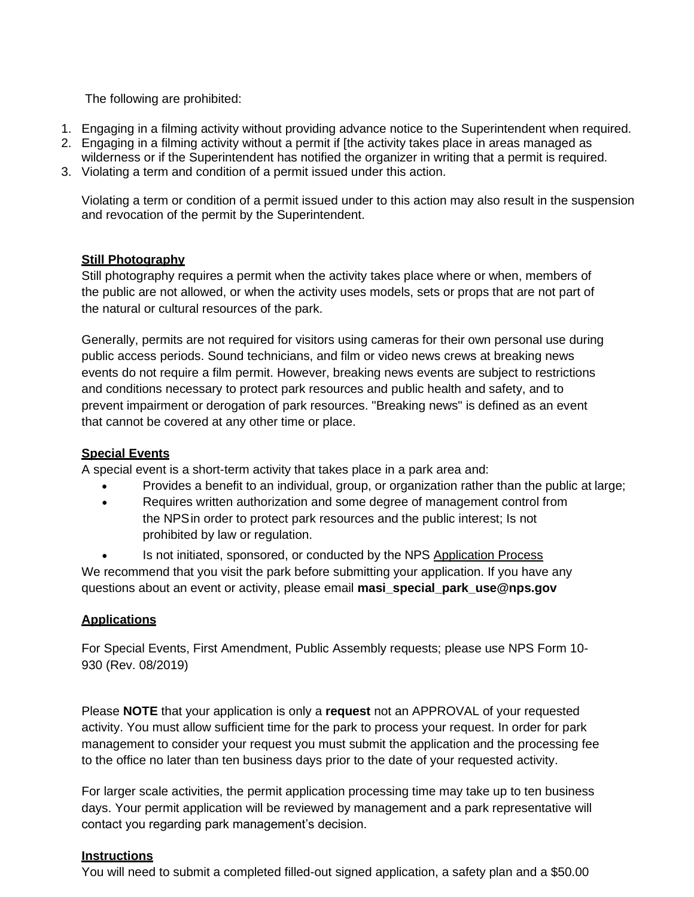The following are prohibited:

1. Engaging in a filming activity without providing advance notice to the Superintendent when required.
2. Engaging in a filming activity without a permit if [the activity takes place in areas managed as wilderness or if the Superintendent has notified the organizer in writing that a permit is required.
3. Violating a term and condition of a permit issued under this action.

Violating a term or condition of a permit issued under to this action may also result in the suspension and revocation of the permit by the Superintendent.

**Still Photography**

Still photography requires a permit when the activity takes place where or when, members of the public are not allowed, or when the activity uses models, sets or props that are not part of the natural or cultural resources of the park.

Generally, permits are not required for visitors using cameras for their own personal use during public access periods. Sound technicians, and film or video news crews at breaking news events do not require a film permit. However, breaking news events are subject to restrictions and conditions necessary to protect park resources and public health and safety, and to prevent impairment or derogation of park resources. "Breaking news" is defined as an event that cannot be covered at any other time or place.

**Special Events**

A special event is a short-term activity that takes place in a park area and:

- Provides a benefit to an individual, group, or organization rather than the public at large;
- Requires written authorization and some degree of management control from the NPS in order to protect park resources and the public interest; Is not prohibited by law or regulation.
- Is not initiated, sponsored, or conducted by the NPS Application Process

We recommend that you visit the park before submitting your application. If you have any questions about an event or activity, please email **masi_special_park_use@nps.gov**

**Applications**

For Special Events, First Amendment, Public Assembly requests; please use NPS Form 10-930 (Rev. 08/2019)

Please **NOTE** that your application is only a **request** not an APPROVAL of your requested activity. You must allow sufficient time for the park to process your request. In order for park management to consider your request you must submit the application and the processing fee to the office no later than ten business days prior to the date of your requested activity.

For larger scale activities, the permit application processing time may take up to ten business days. Your permit application will be reviewed by management and a park representative will contact you regarding park management's decision.

**Instructions**

You will need to submit a completed filled-out signed application, a safety plan and a $50.00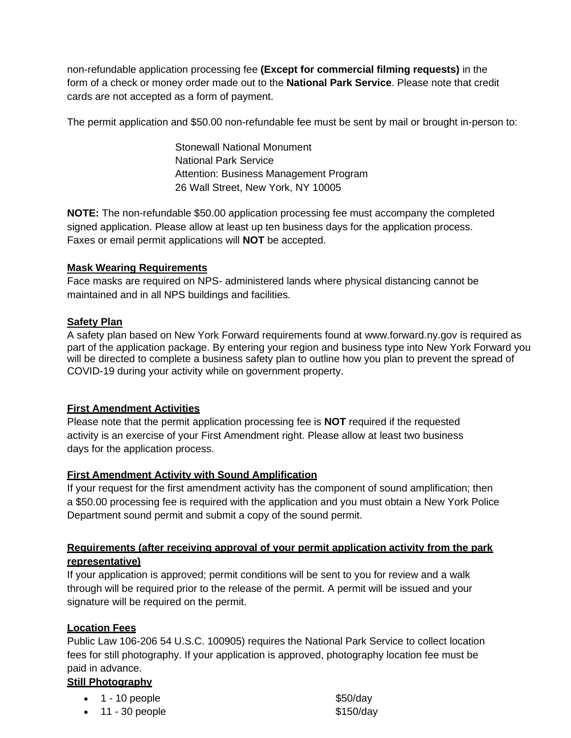non-refundable application processing fee **(Except for commercial filming requests)** in the form of a check or money order made out to the **National Park Service**. Please note that credit cards are not accepted as a form of payment.

The permit application and $50.00 non-refundable fee must be sent by mail or brought in-person to:

> Stonewall National Monument
> National Park Service
> Attention: Business Management Program
> 26 Wall Street, New York, NY 10005

**NOTE:** The non-refundable $50.00 application processing fee must accompany the completed signed application. Please allow at least up ten business days for the application process. Faxes or email permit applications will **NOT** be accepted.

**Mask Wearing Requirements**

Face masks are required on NPS- administered lands where physical distancing cannot be maintained and in all NPS buildings and facilities.

**Safety Plan**

A safety plan based on New York Forward requirements found at www.forward.ny.gov is required as part of the application package. By entering your region and business type into New York Forward you will be directed to complete a business safety plan to outline how you plan to prevent the spread of COVID-19 during your activity while on government property.

**First Amendment Activities**

Please note that the permit application processing fee is **NOT** required if the requested activity is an exercise of your First Amendment right. Please allow at least two business days for the application process.

**First Amendment Activity with Sound Amplification**

If your request for the first amendment activity has the component of sound amplification; then a $50.00 processing fee is required with the application and you must obtain a New York Police Department sound permit and submit a copy of the sound permit.

**Requirements (after receiving approval of your permit application activity from the park representative)**

If your application is approved; permit conditions will be sent to you for review and a walk through will be required prior to the release of the permit. A permit will be issued and your signature will be required on the permit.

**Location Fees**

Public Law 106-206 54 U.S.C. 100905) requires the National Park Service to collect location fees for still photography. If your application is approved, photography location fee must be paid in advance.

**Still Photography**

- 1 - 10 people $50/day
- 11 - 30 people $150/day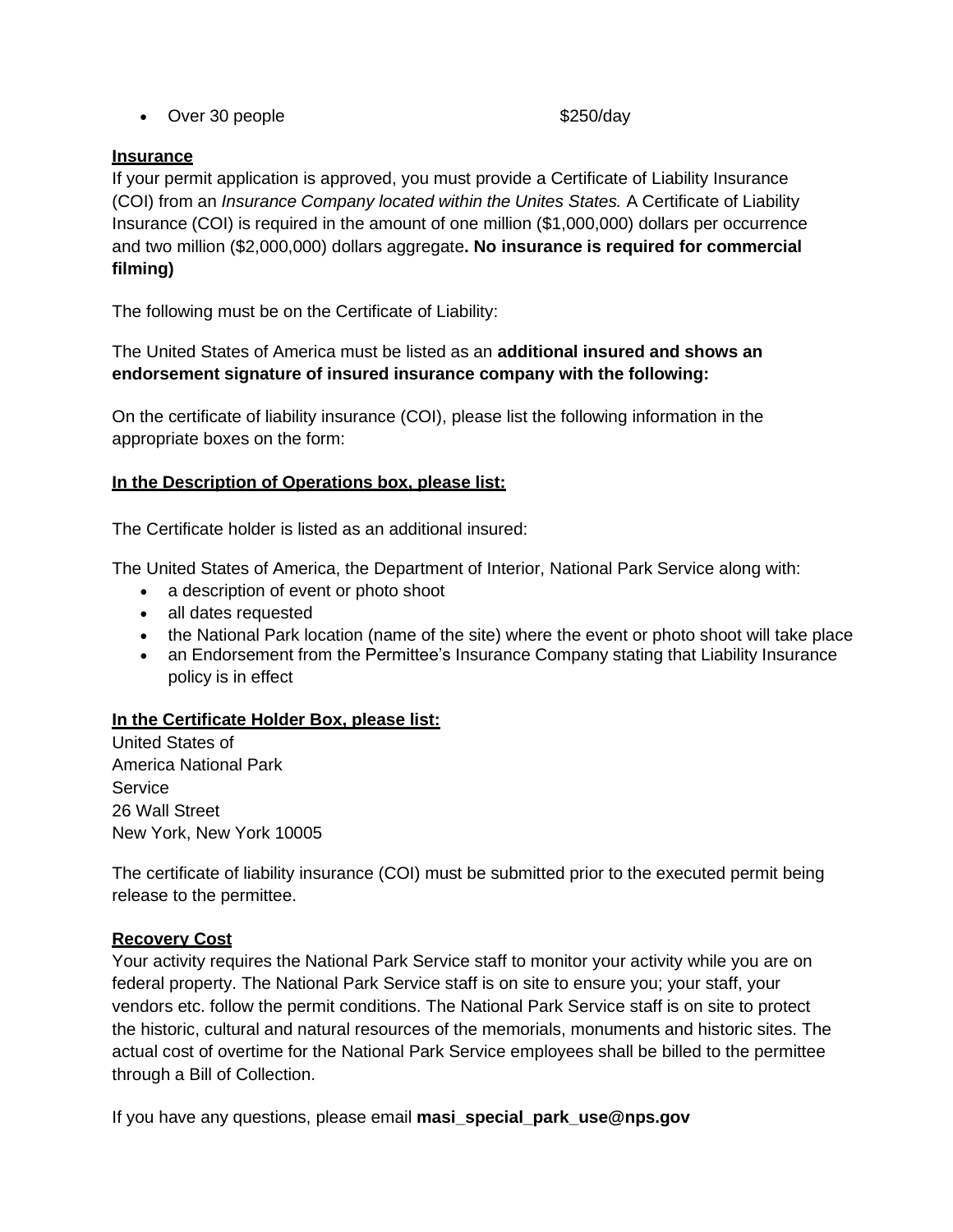- Over 30 people $250/day

**Insurance**

If your permit application is approved, you must provide a Certificate of Liability Insurance (COI) from an *Insurance Company located within the Unites States.* A Certificate of Liability Insurance (COI) is required in the amount of one million ($1,000,000) dollars per occurrence and two million ($2,000,000) dollars aggregate**. No insurance is required for commercial filming)**

The following must be on the Certificate of Liability:

The United States of America must be listed as an **additional insured and shows an endorsement signature of insured insurance company with the following:**

On the certificate of liability insurance (COI), please list the following information in the appropriate boxes on the form:

**In the Description of Operations box, please list:**

The Certificate holder is listed as an additional insured:

The United States of America, the Department of Interior, National Park Service along with:

- a description of event or photo shoot
- all dates requested
- the National Park location (name of the site) where the event or photo shoot will take place
- an Endorsement from the Permittee's Insurance Company stating that Liability Insurance policy is in effect

**In the Certificate Holder Box, please list:**

United States of
America National Park
Service
26 Wall Street
New York, New York 10005

The certificate of liability insurance (COI) must be submitted prior to the executed permit being release to the permittee.

**Recovery Cost**

Your activity requires the National Park Service staff to monitor your activity while you are on federal property. The National Park Service staff is on site to ensure you; your staff, your vendors etc. follow the permit conditions. The National Park Service staff is on site to protect the historic, cultural and natural resources of the memorials, monuments and historic sites. The actual cost of overtime for the National Park Service employees shall be billed to the permittee through a Bill of Collection.

If you have any questions, please email **masi_special_park_use@nps.gov**